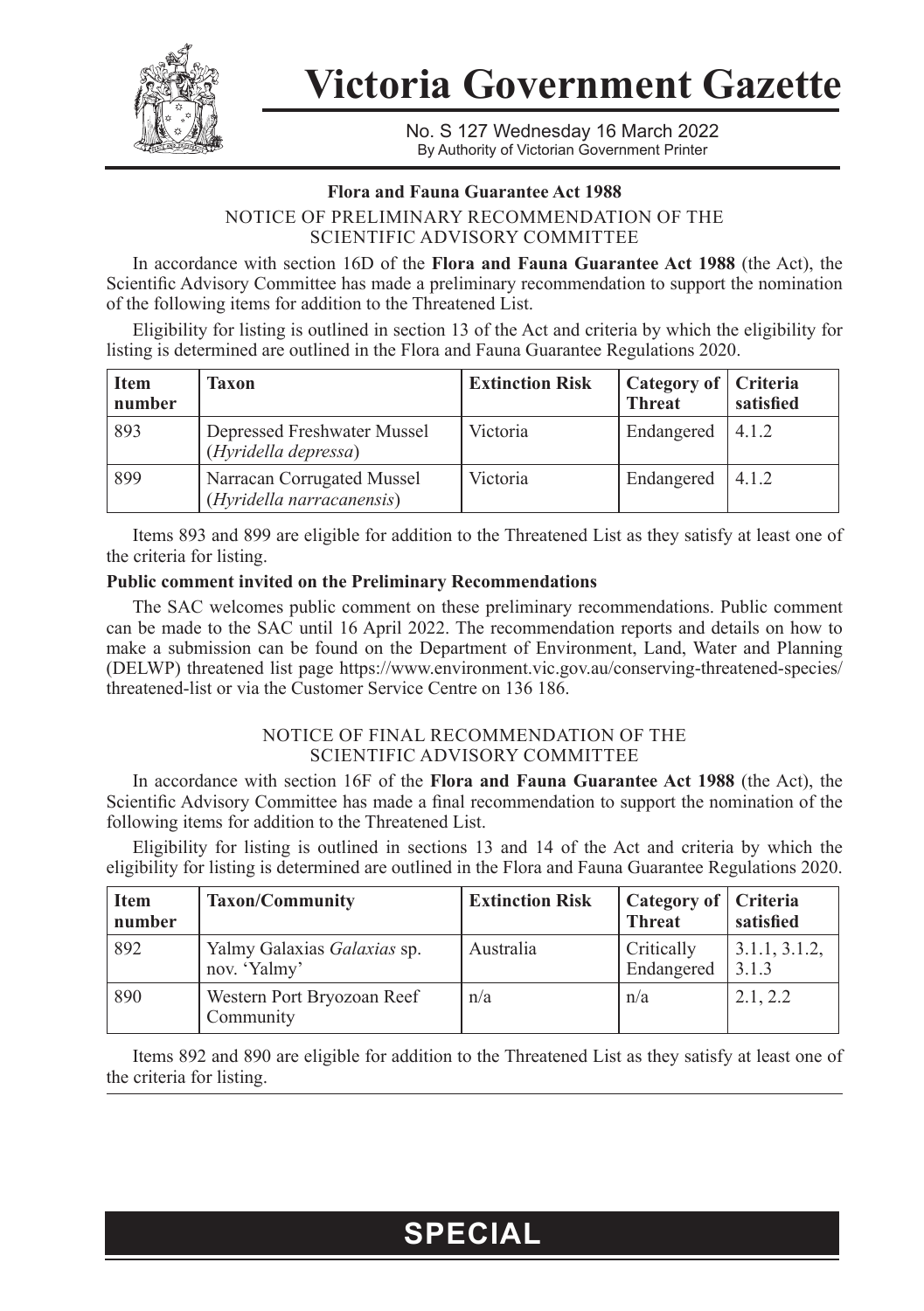# Victoria Government Gazette

No. S 127 Wednesday 16 March 2022
By Authority of Victorian Government Printer

## Flora and Fauna Guarantee Act 1988

### NOTICE OF PRELIMINARY RECOMMENDATION OF THE SCIENTIFIC ADVISORY COMMITTEE

In accordance with section 16D of the **Flora and Fauna Guarantee Act 1988** (the Act), the Scientific Advisory Committee has made a preliminary recommendation to support the nomination of the following items for addition to the Threatened List.

Eligibility for listing is outlined in section 13 of the Act and criteria by which the eligibility for listing is determined are outlined in the Flora and Fauna Guarantee Regulations 2020.

| Item number | Taxon | Extinction Risk | Category of Threat | Criteria satisfied |
|---|---|---|---|---|
| 893 | Depressed Freshwater Mussel (*Hyridella depressa*) | Victoria | Endangered | 4.1.2 |
| 899 | Narracan Corrugated Mussel (*Hyridella narracanensis*) | Victoria | Endangered | 4.1.2 |

Items 893 and 899 are eligible for addition to the Threatened List as they satisfy at least one of the criteria for listing.

**Public comment invited on the Preliminary Recommendations**

The SAC welcomes public comment on these preliminary recommendations. Public comment can be made to the SAC until 16 April 2022. The recommendation reports and details on how to make a submission can be found on the Department of Environment, Land, Water and Planning (DELWP) threatened list page https://www.environment.vic.gov.au/conserving-threatened-species/threatened-list or via the Customer Service Centre on 136 186.

### NOTICE OF FINAL RECOMMENDATION OF THE SCIENTIFIC ADVISORY COMMITTEE

In accordance with section 16F of the **Flora and Fauna Guarantee Act 1988** (the Act), the Scientific Advisory Committee has made a final recommendation to support the nomination of the following items for addition to the Threatened List.

Eligibility for listing is outlined in sections 13 and 14 of the Act and criteria by which the eligibility for listing is determined are outlined in the Flora and Fauna Guarantee Regulations 2020.

| Item number | Taxon/Community | Extinction Risk | Category of Threat | Criteria satisfied |
|---|---|---|---|---|
| 892 | Yalmy Galaxias *Galaxias* sp. nov. 'Yalmy' | Australia | Critically Endangered | 3.1.1, 3.1.2, 3.1.3 |
| 890 | Western Port Bryozoan Reef Community | n/a | n/a | 2.1, 2.2 |

Items 892 and 890 are eligible for addition to the Threatened List as they satisfy at least one of the criteria for listing.

**SPECIAL**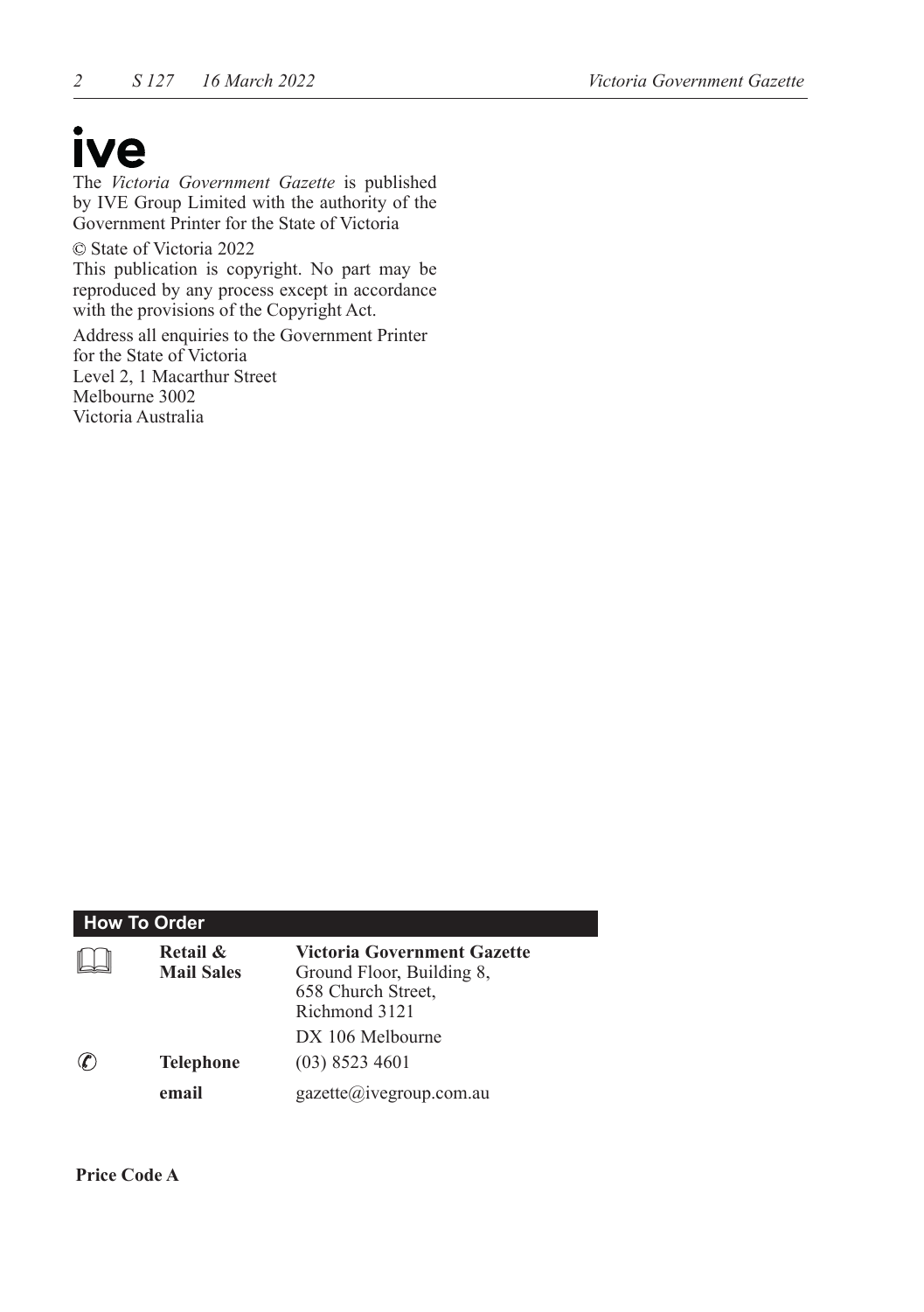The *Victoria Government Gazette* is published by IVE Group Limited with the authority of the Government Printer for the State of Victoria

© State of Victoria 2022

This publication is copyright. No part may be reproduced by any process except in accordance with the provisions of the Copyright Act.

Address all enquiries to the Government Printer for the State of Victoria
Level 2, 1 Macarthur Street
Melbourne 3002
Victoria Australia

## How To Order

| | | |
|---|---|---|
| **Retail & Mail Sales** | **Victoria Government Gazette** Ground Floor, Building 8, 658 Church Street, Richmond 3121 DX 106 Melbourne |
| **Telephone** | (03) 8523 4601 |
| **email** | gazette@ivegroup.com.au |

**Price Code A**